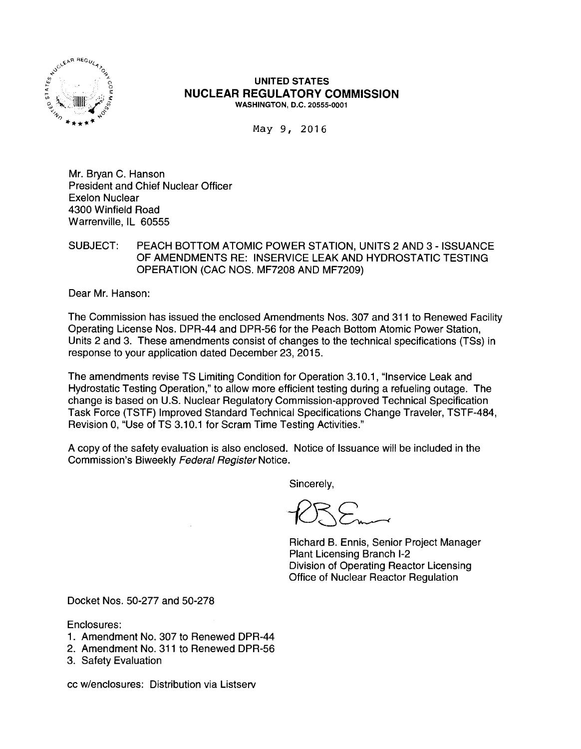**UNITED STATES**
**NUCLEAR REGULATORY COMMISSION**
WASHINGTON, D.C. 20555-0001

May 9, 2016

Mr. Bryan C. Hanson
President and Chief Nuclear Officer
Exelon Nuclear
4300 Winfield Road
Warrenville, IL 60555

SUBJECT: PEACH BOTTOM ATOMIC POWER STATION, UNITS 2 AND 3 - ISSUANCE OF AMENDMENTS RE: INSERVICE LEAK AND HYDROSTATIC TESTING OPERATION (CAC NOS. MF7208 AND MF7209)

Dear Mr. Hanson:

The Commission has issued the enclosed Amendments Nos. 307 and 311 to Renewed Facility Operating License Nos. DPR-44 and DPR-56 for the Peach Bottom Atomic Power Station, Units 2 and 3. These amendments consist of changes to the technical specifications (TSs) in response to your application dated December 23, 2015.

The amendments revise TS Limiting Condition for Operation 3.10.1, "Inservice Leak and Hydrostatic Testing Operation," to allow more efficient testing during a refueling outage. The change is based on U.S. Nuclear Regulatory Commission-approved Technical Specification Task Force (TSTF) Improved Standard Technical Specifications Change Traveler, TSTF-484, Revision 0, "Use of TS 3.10.1 for Scram Time Testing Activities."

A copy of the safety evaluation is also enclosed. Notice of Issuance will be included in the Commission's Biweekly *Federal Register* Notice.

Sincerely,

Richard B. Ennis, Senior Project Manager
Plant Licensing Branch I-2
Division of Operating Reactor Licensing
Office of Nuclear Reactor Regulation

Docket Nos. 50-277 and 50-278

Enclosures:

1. Amendment No. 307 to Renewed DPR-44
2. Amendment No. 311 to Renewed DPR-56
3. Safety Evaluation

cc w/enclosures: Distribution via Listserv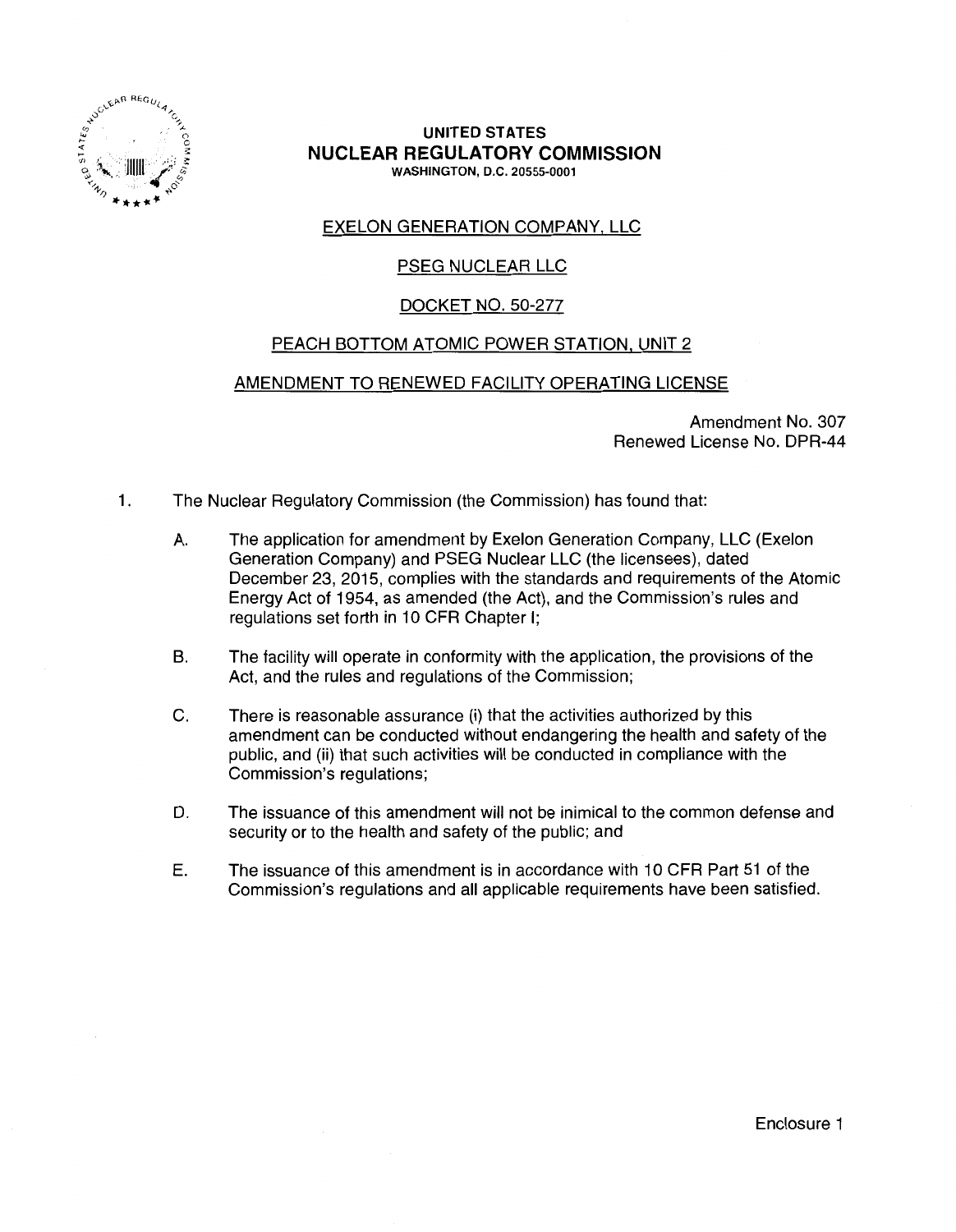**UNITED STATES**
**NUCLEAR REGULATORY COMMISSION**
WASHINGTON, D.C. 20555-0001

EXELON GENERATION COMPANY, LLC

PSEG NUCLEAR LLC

DOCKET NO. 50-277

PEACH BOTTOM ATOMIC POWER STATION, UNIT 2

AMENDMENT TO RENEWED FACILITY OPERATING LICENSE

Amendment No. 307
Renewed License No. DPR-44

1. The Nuclear Regulatory Commission (the Commission) has found that:

   A. The application for amendment by Exelon Generation Company, LLC (Exelon Generation Company) and PSEG Nuclear LLC (the licensees), dated December 23, 2015, complies with the standards and requirements of the Atomic Energy Act of 1954, as amended (the Act), and the Commission's rules and regulations set forth in 10 CFR Chapter I;

   B. The facility will operate in conformity with the application, the provisions of the Act, and the rules and regulations of the Commission;

   C. There is reasonable assurance (i) that the activities authorized by this amendment can be conducted without endangering the health and safety of the public, and (ii) that such activities will be conducted in compliance with the Commission's regulations;

   D. The issuance of this amendment will not be inimical to the common defense and security or to the health and safety of the public; and

   E. The issuance of this amendment is in accordance with 10 CFR Part 51 of the Commission's regulations and all applicable requirements have been satisfied.

Enclosure 1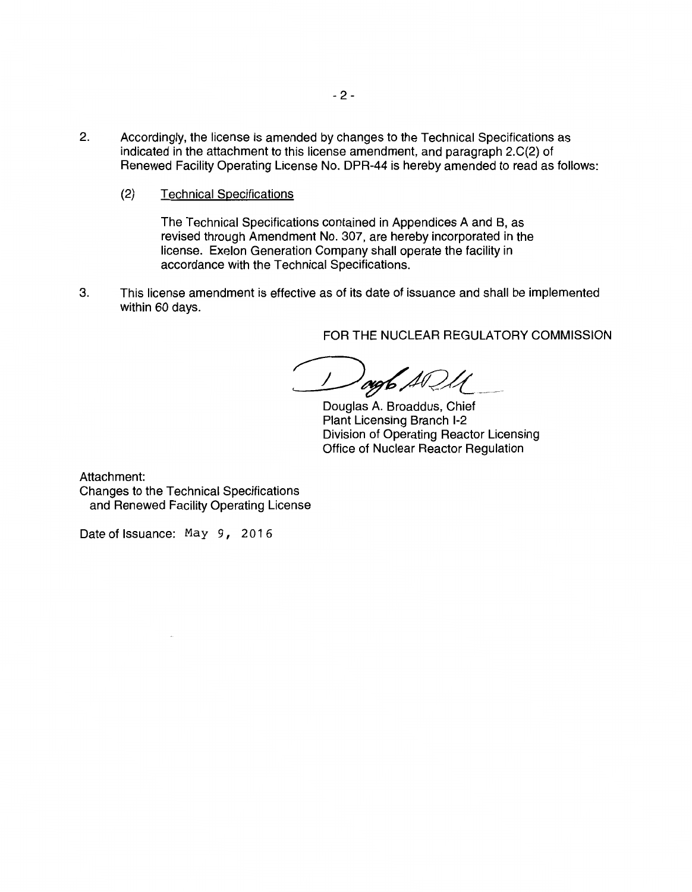2. Accordingly, the license is amended by changes to the Technical Specifications as indicated in the attachment to this license amendment, and paragraph 2.C(2) of Renewed Facility Operating License No. DPR-44 is hereby amended to read as follows:

   (2) Technical Specifications

   The Technical Specifications contained in Appendices A and B, as revised through Amendment No. 307, are hereby incorporated in the license. Exelon Generation Company shall operate the facility in accordance with the Technical Specifications.

3. This license amendment is effective as of its date of issuance and shall be implemented within 60 days.

FOR THE NUCLEAR REGULATORY COMMISSION

Douglas A. Broaddus, Chief
Plant Licensing Branch I-2
Division of Operating Reactor Licensing
Office of Nuclear Reactor Regulation

Attachment:
Changes to the Technical Specifications
and Renewed Facility Operating License

Date of Issuance: May 9, 2016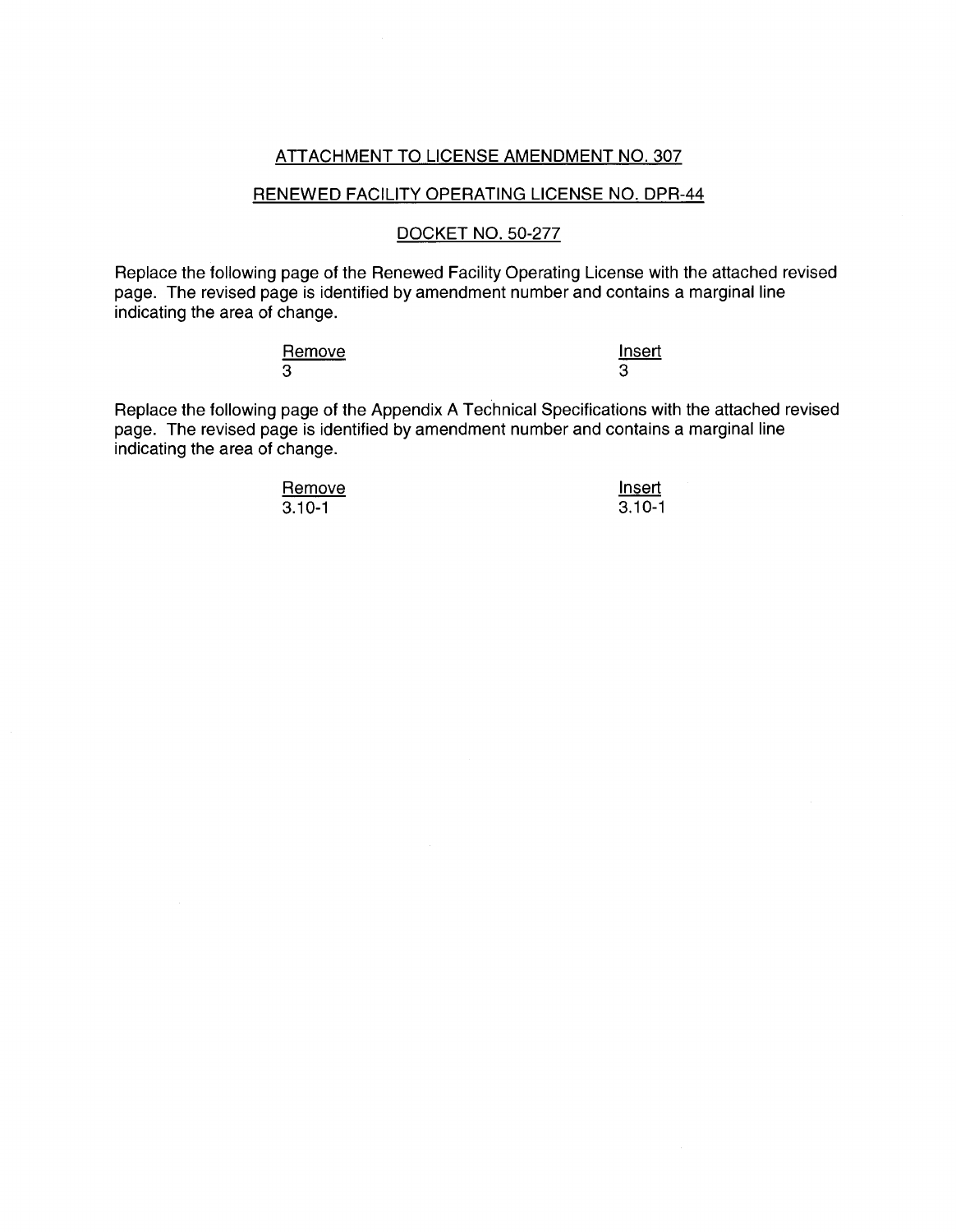ATTACHMENT TO LICENSE AMENDMENT NO. 307

RENEWED FACILITY OPERATING LICENSE NO. DPR-44

DOCKET NO. 50-277

Replace the following page of the Renewed Facility Operating License with the attached revised page. The revised page is identified by amendment number and contains a marginal line indicating the area of change.

| Remove | Insert |
| --- | --- |
| 3 | 3 |

Replace the following page of the Appendix A Technical Specifications with the attached revised page. The revised page is identified by amendment number and contains a marginal line indicating the area of change.

| Remove | Insert |
| --- | --- |
| 3.10-1 | 3.10-1 |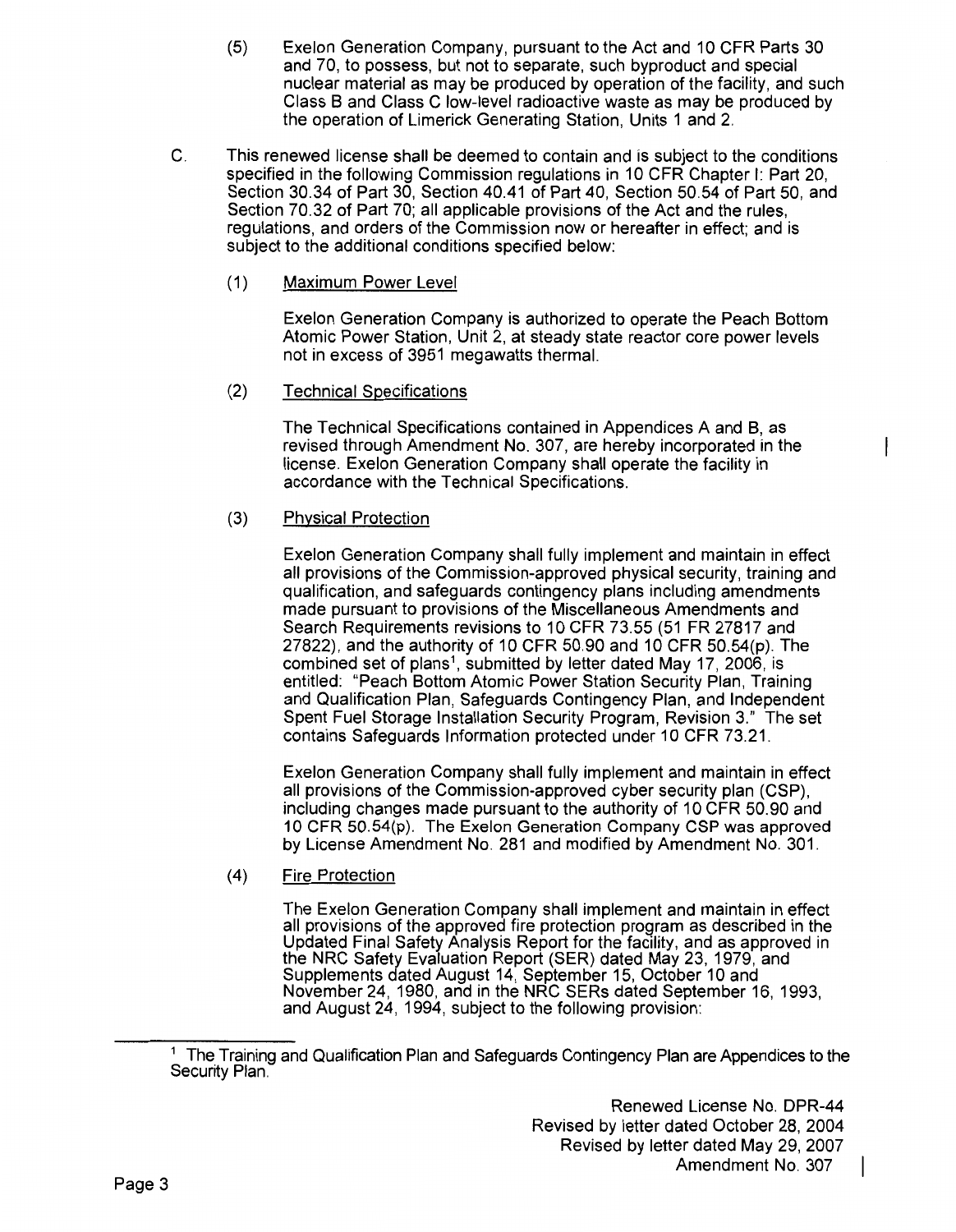(5) Exelon Generation Company, pursuant to the Act and 10 CFR Parts 30 and 70, to possess, but not to separate, such byproduct and special nuclear material as may be produced by operation of the facility, and such Class B and Class C low-level radioactive waste as may be produced by the operation of Limerick Generating Station, Units 1 and 2.

C. This renewed license shall be deemed to contain and is subject to the conditions specified in the following Commission regulations in 10 CFR Chapter I: Part 20, Section 30.34 of Part 30, Section 40.41 of Part 40, Section 50.54 of Part 50, and Section 70.32 of Part 70; all applicable provisions of the Act and the rules, regulations, and orders of the Commission now or hereafter in effect; and is subject to the additional conditions specified below:

(1) Maximum Power Level

Exelon Generation Company is authorized to operate the Peach Bottom Atomic Power Station, Unit 2, at steady state reactor core power levels not in excess of 3951 megawatts thermal.

(2) Technical Specifications

The Technical Specifications contained in Appendices A and B, as revised through Amendment No. 307, are hereby incorporated in the license. Exelon Generation Company shall operate the facility in accordance with the Technical Specifications.

(3) Physical Protection

Exelon Generation Company shall fully implement and maintain in effect all provisions of the Commission-approved physical security, training and qualification, and safeguards contingency plans including amendments made pursuant to provisions of the Miscellaneous Amendments and Search Requirements revisions to 10 CFR 73.55 (51 FR 27817 and 27822), and the authority of 10 CFR 50.90 and 10 CFR 50.54(p). The combined set of plans[1], submitted by letter dated May 17, 2006, is entitled: "Peach Bottom Atomic Power Station Security Plan, Training and Qualification Plan, Safeguards Contingency Plan, and Independent Spent Fuel Storage Installation Security Program, Revision 3." The set contains Safeguards Information protected under 10 CFR 73.21.

Exelon Generation Company shall fully implement and maintain in effect all provisions of the Commission-approved cyber security plan (CSP), including changes made pursuant to the authority of 10 CFR 50.90 and 10 CFR 50.54(p). The Exelon Generation Company CSP was approved by License Amendment No. 281 and modified by Amendment No. 301.

(4) Fire Protection

The Exelon Generation Company shall implement and maintain in effect all provisions of the approved fire protection program as described in the Updated Final Safety Analysis Report for the facility, and as approved in the NRC Safety Evaluation Report (SER) dated May 23, 1979, and Supplements dated August 14, September 15, October 10 and November 24, 1980, and in the NRC SERs dated September 16, 1993, and August 24, 1994, subject to the following provision:

[1] The Training and Qualification Plan and Safeguards Contingency Plan are Appendices to the Security Plan.

Renewed License No. DPR-44
Revised by letter dated October 28, 2004
Revised by letter dated May 29, 2007
Amendment No. 307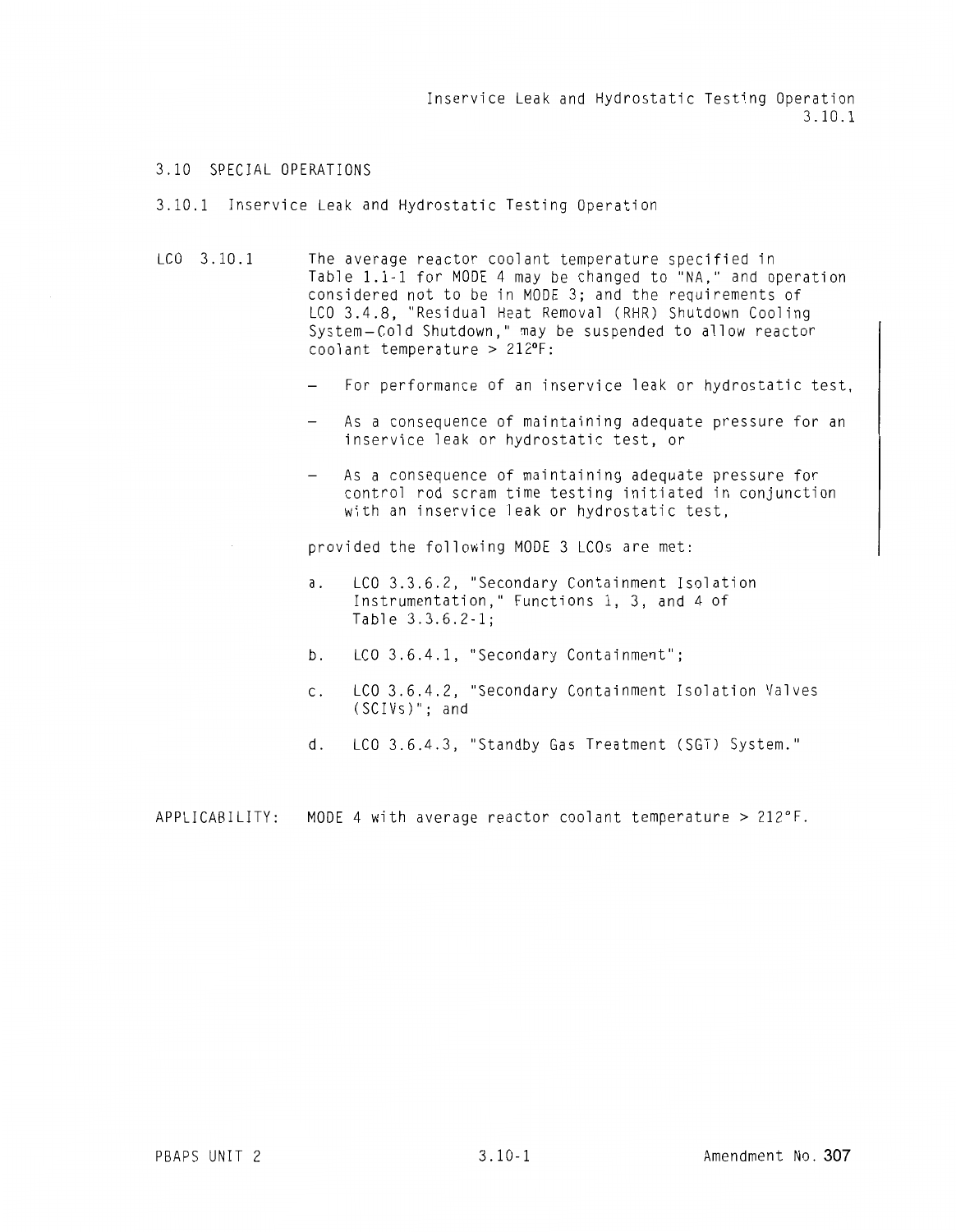## 3.10 SPECIAL OPERATIONS

### 3.10.1 Inservice Leak and Hydrostatic Testing Operation

LCO 3.10.1 The average reactor coolant temperature specified in Table 1.1-1 for MODE 4 may be changed to "NA," and operation considered not to be in MODE 3; and the requirements of LCO 3.4.8, "Residual Heat Removal (RHR) Shutdown Cooling System—Cold Shutdown," may be suspended to allow reactor coolant temperature > 212°F:

- For performance of an inservice leak or hydrostatic test,
- As a consequence of maintaining adequate pressure for an inservice leak or hydrostatic test, or
- As a consequence of maintaining adequate pressure for control rod scram time testing initiated in conjunction with an inservice leak or hydrostatic test,

provided the following MODE 3 LCOs are met:

a. LCO 3.3.6.2, "Secondary Containment Isolation Instrumentation," Functions 1, 3, and 4 of Table 3.3.6.2-1;

b. LCO 3.6.4.1, "Secondary Containment";

c. LCO 3.6.4.2, "Secondary Containment Isolation Valves (SCIVs)"; and

d. LCO 3.6.4.3, "Standby Gas Treatment (SGT) System."

APPLICABILITY: MODE 4 with average reactor coolant temperature > 212°F.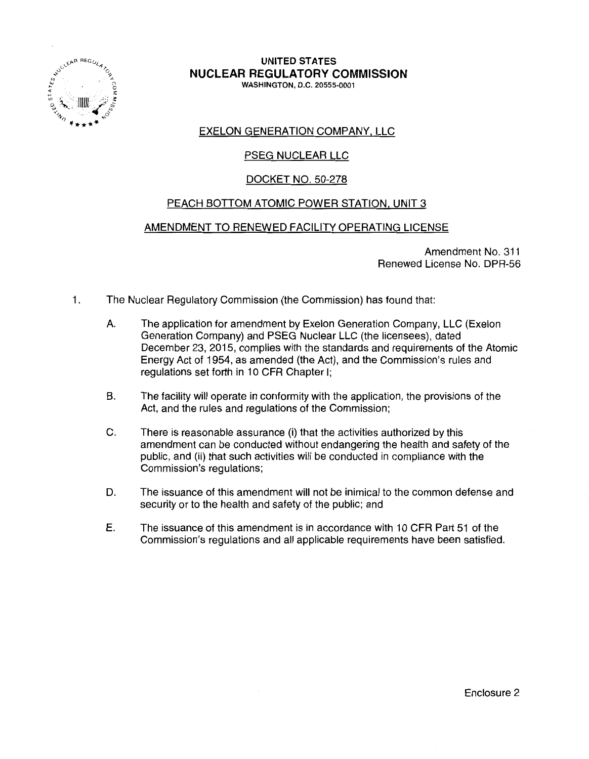**UNITED STATES**
**NUCLEAR REGULATORY COMMISSION**
WASHINGTON, D.C. 20555-0001

## EXELON GENERATION COMPANY, LLC

## PSEG NUCLEAR LLC

## DOCKET NO. 50-278

## PEACH BOTTOM ATOMIC POWER STATION, UNIT 3

## AMENDMENT TO RENEWED FACILITY OPERATING LICENSE

Amendment No. 311
Renewed License No. DPR-56

1. The Nuclear Regulatory Commission (the Commission) has found that:

   A. The application for amendment by Exelon Generation Company, LLC (Exelon Generation Company) and PSEG Nuclear LLC (the licensees), dated December 23, 2015, complies with the standards and requirements of the Atomic Energy Act of 1954, as amended (the Act), and the Commission's rules and regulations set forth in 10 CFR Chapter I;

   B. The facility will operate in conformity with the application, the provisions of the Act, and the rules and regulations of the Commission;

   C. There is reasonable assurance (i) that the activities authorized by this amendment can be conducted without endangering the health and safety of the public, and (ii) that such activities will be conducted in compliance with the Commission's regulations;

   D. The issuance of this amendment will not be inimical to the common defense and security or to the health and safety of the public; and

   E. The issuance of this amendment is in accordance with 10 CFR Part 51 of the Commission's regulations and all applicable requirements have been satisfied.

Enclosure 2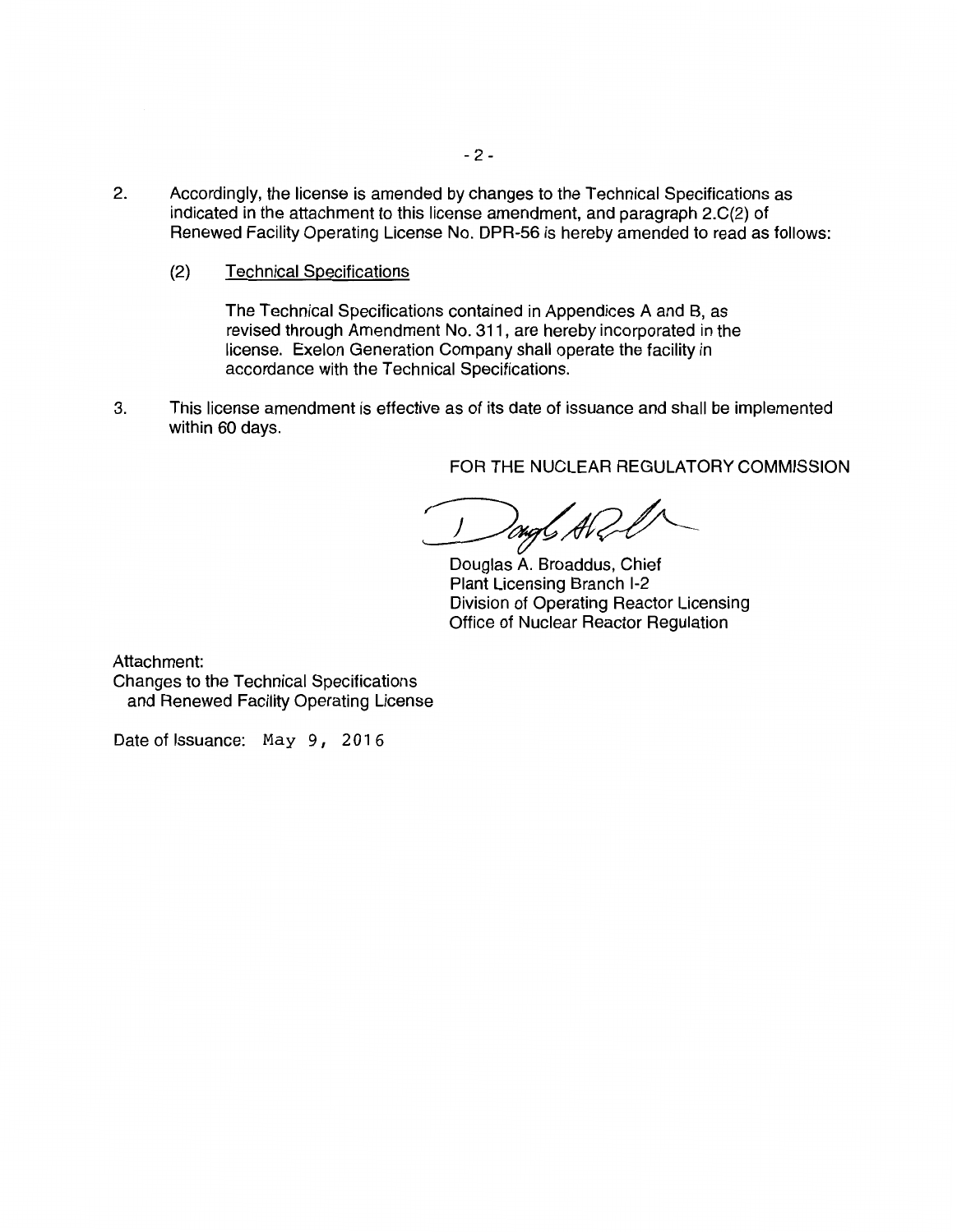2. Accordingly, the license is amended by changes to the Technical Specifications as indicated in the attachment to this license amendment, and paragraph 2.C(2) of Renewed Facility Operating License No. DPR-56 is hereby amended to read as follows:

   (2) Technical Specifications

   The Technical Specifications contained in Appendices A and B, as revised through Amendment No. 311, are hereby incorporated in the license. Exelon Generation Company shall operate the facility in accordance with the Technical Specifications.

3. This license amendment is effective as of its date of issuance and shall be implemented within 60 days.

FOR THE NUCLEAR REGULATORY COMMISSION

Douglas A. Broaddus, Chief
Plant Licensing Branch I-2
Division of Operating Reactor Licensing
Office of Nuclear Reactor Regulation

Attachment:
Changes to the Technical Specifications
and Renewed Facility Operating License

Date of Issuance: May 9, 2016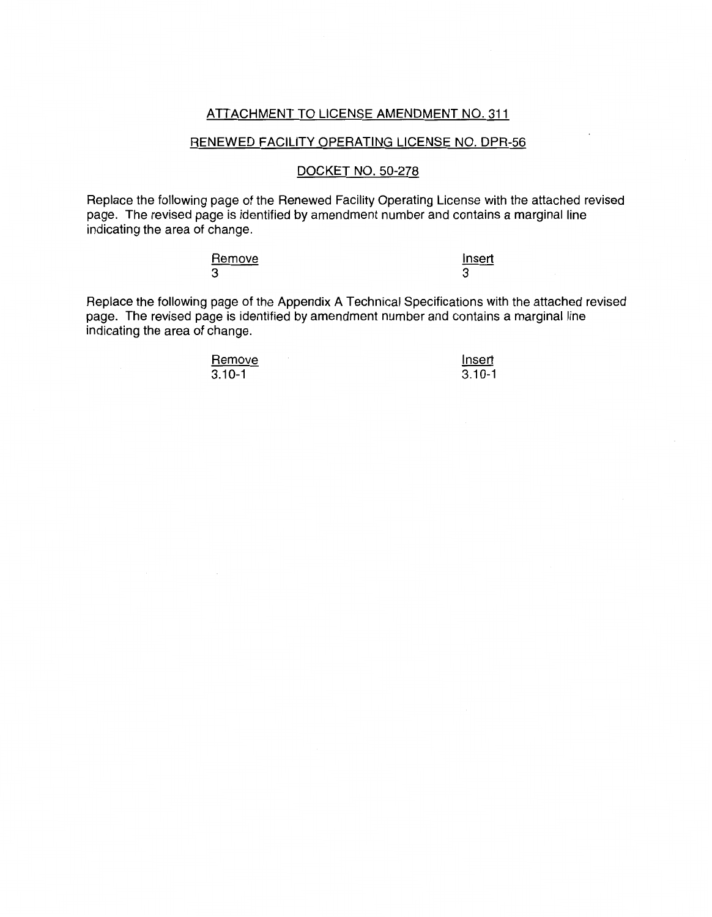ATTACHMENT TO LICENSE AMENDMENT NO. 311

RENEWED FACILITY OPERATING LICENSE NO. DPR-56

DOCKET NO. 50-278

Replace the following page of the Renewed Facility Operating License with the attached revised page. The revised page is identified by amendment number and contains a marginal line indicating the area of change.

| Remove | Insert |
|---|---|
| 3 | 3 |

Replace the following page of the Appendix A Technical Specifications with the attached revised page. The revised page is identified by amendment number and contains a marginal line indicating the area of change.

| Remove | Insert |
|---|---|
| 3.10-1 | 3.10-1 |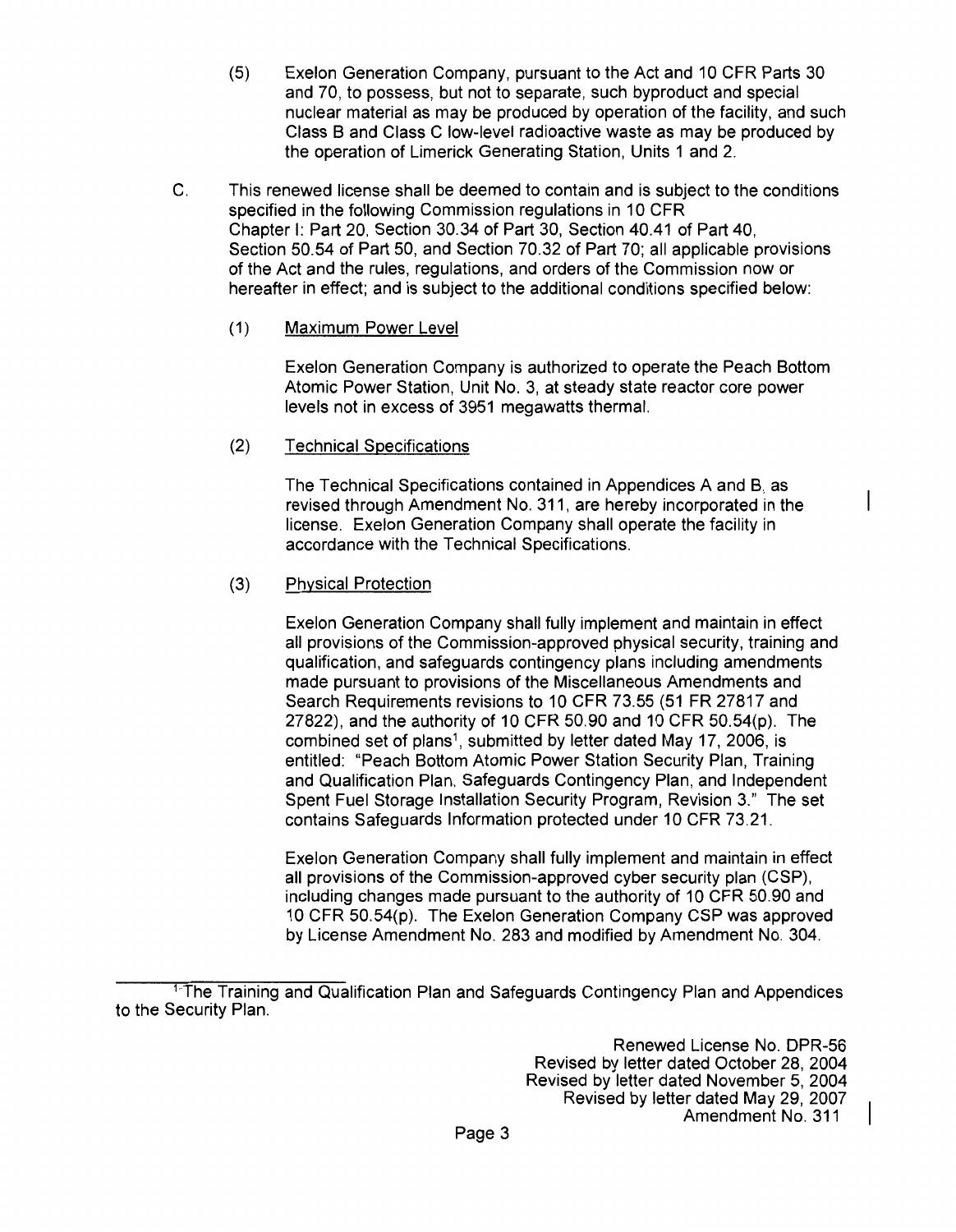(5) Exelon Generation Company, pursuant to the Act and 10 CFR Parts 30 and 70, to possess, but not to separate, such byproduct and special nuclear material as may be produced by operation of the facility, and such Class B and Class C low-level radioactive waste as may be produced by the operation of Limerick Generating Station, Units 1 and 2.

C. This renewed license shall be deemed to contain and is subject to the conditions specified in the following Commission regulations in 10 CFR Chapter I: Part 20, Section 30.34 of Part 30, Section 40.41 of Part 40, Section 50.54 of Part 50, and Section 70.32 of Part 70; all applicable provisions of the Act and the rules, regulations, and orders of the Commission now or hereafter in effect; and is subject to the additional conditions specified below:

(1) Maximum Power Level

Exelon Generation Company is authorized to operate the Peach Bottom Atomic Power Station, Unit No. 3, at steady state reactor core power levels not in excess of 3951 megawatts thermal.

(2) Technical Specifications

The Technical Specifications contained in Appendices A and B, as revised through Amendment No. 311, are hereby incorporated in the license. Exelon Generation Company shall operate the facility in accordance with the Technical Specifications.

(3) Physical Protection

Exelon Generation Company shall fully implement and maintain in effect all provisions of the Commission-approved physical security, training and qualification, and safeguards contingency plans including amendments made pursuant to provisions of the Miscellaneous Amendments and Search Requirements revisions to 10 CFR 73.55 (51 FR 27817 and 27822), and the authority of 10 CFR 50.90 and 10 CFR 50.54(p). The combined set of plans[1], submitted by letter dated May 17, 2006, is entitled: "Peach Bottom Atomic Power Station Security Plan, Training and Qualification Plan, Safeguards Contingency Plan, and Independent Spent Fuel Storage Installation Security Program, Revision 3." The set contains Safeguards Information protected under 10 CFR 73.21.

Exelon Generation Company shall fully implement and maintain in effect all provisions of the Commission-approved cyber security plan (CSP), including changes made pursuant to the authority of 10 CFR 50.90 and 10 CFR 50.54(p). The Exelon Generation Company CSP was approved by License Amendment No. 283 and modified by Amendment No. 304.

[1] The Training and Qualification Plan and Safeguards Contingency Plan and Appendices to the Security Plan.

Renewed License No. DPR-56
Revised by letter dated October 28, 2004
Revised by letter dated November 5, 2004
Revised by letter dated May 29, 2007
Amendment No. 311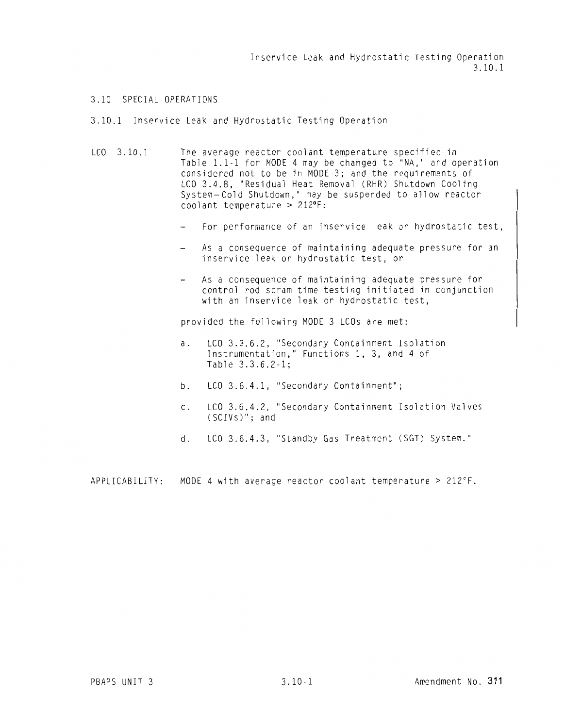## 3.10 SPECIAL OPERATIONS

### 3.10.1 Inservice Leak and Hydrostatic Testing Operation

LCO 3.10.1 The average reactor coolant temperature specified in Table 1.1-1 for MODE 4 may be changed to "NA," and operation considered not to be in MODE 3; and the requirements of LCO 3.4.8, "Residual Heat Removal (RHR) Shutdown Cooling System—Cold Shutdown," may be suspended to allow reactor coolant temperature > 212°F:

- For performance of an inservice leak or hydrostatic test,
- As a consequence of maintaining adequate pressure for an inservice leak or hydrostatic test, or
- As a consequence of maintaining adequate pressure for control rod scram time testing initiated in conjunction with an inservice leak or hydrostatic test,

provided the following MODE 3 LCOs are met:

a. LCO 3.3.6.2, "Secondary Containment Isolation Instrumentation," Functions 1, 3, and 4 of Table 3.3.6.2-1;

b. LCO 3.6.4.1, "Secondary Containment";

c. LCO 3.6.4.2, "Secondary Containment Isolation Valves (SCIVs)"; and

d. LCO 3.6.4.3, "Standby Gas Treatment (SGT) System."

APPLICABILITY: MODE 4 with average reactor coolant temperature > 212°F.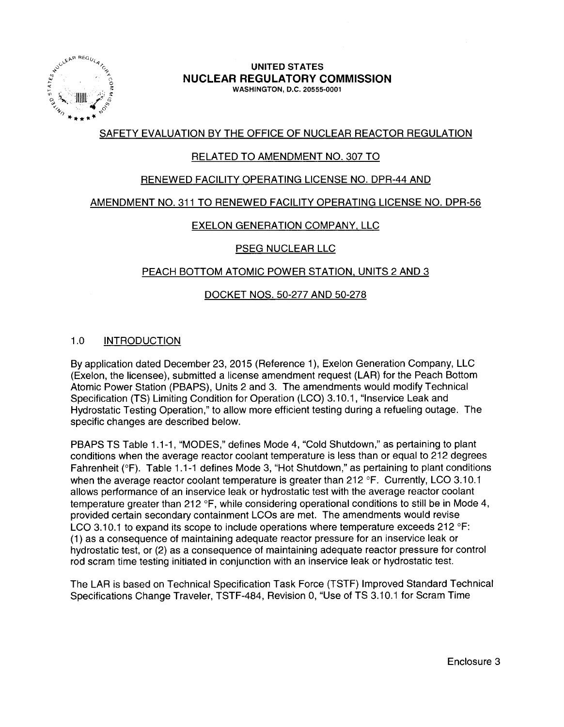UNITED STATES
**NUCLEAR REGULATORY COMMISSION**
WASHINGTON, D.C. 20555-0001

SAFETY EVALUATION BY THE OFFICE OF NUCLEAR REACTOR REGULATION

RELATED TO AMENDMENT NO. 307 TO

RENEWED FACILITY OPERATING LICENSE NO. DPR-44 AND

AMENDMENT NO. 311 TO RENEWED FACILITY OPERATING LICENSE NO. DPR-56

EXELON GENERATION COMPANY, LLC

PSEG NUCLEAR LLC

PEACH BOTTOM ATOMIC POWER STATION, UNITS 2 AND 3

DOCKET NOS. 50-277 AND 50-278

## 1.0 INTRODUCTION

By application dated December 23, 2015 (Reference 1), Exelon Generation Company, LLC (Exelon, the licensee), submitted a license amendment request (LAR) for the Peach Bottom Atomic Power Station (PBAPS), Units 2 and 3. The amendments would modify Technical Specification (TS) Limiting Condition for Operation (LCO) 3.10.1, "Inservice Leak and Hydrostatic Testing Operation," to allow more efficient testing during a refueling outage. The specific changes are described below.

PBAPS TS Table 1.1-1, "MODES," defines Mode 4, "Cold Shutdown," as pertaining to plant conditions when the average reactor coolant temperature is less than or equal to 212 degrees Fahrenheit (°F). Table 1.1-1 defines Mode 3, "Hot Shutdown," as pertaining to plant conditions when the average reactor coolant temperature is greater than 212 °F. Currently, LCO 3.10.1 allows performance of an inservice leak or hydrostatic test with the average reactor coolant temperature greater than 212 °F, while considering operational conditions to still be in Mode 4, provided certain secondary containment LCOs are met. The amendments would revise LCO 3.10.1 to expand its scope to include operations where temperature exceeds 212 °F: (1) as a consequence of maintaining adequate reactor pressure for an inservice leak or hydrostatic test, or (2) as a consequence of maintaining adequate reactor pressure for control rod scram time testing initiated in conjunction with an inservice leak or hydrostatic test.

The LAR is based on Technical Specification Task Force (TSTF) Improved Standard Technical Specifications Change Traveler, TSTF-484, Revision 0, "Use of TS 3.10.1 for Scram Time

Enclosure 3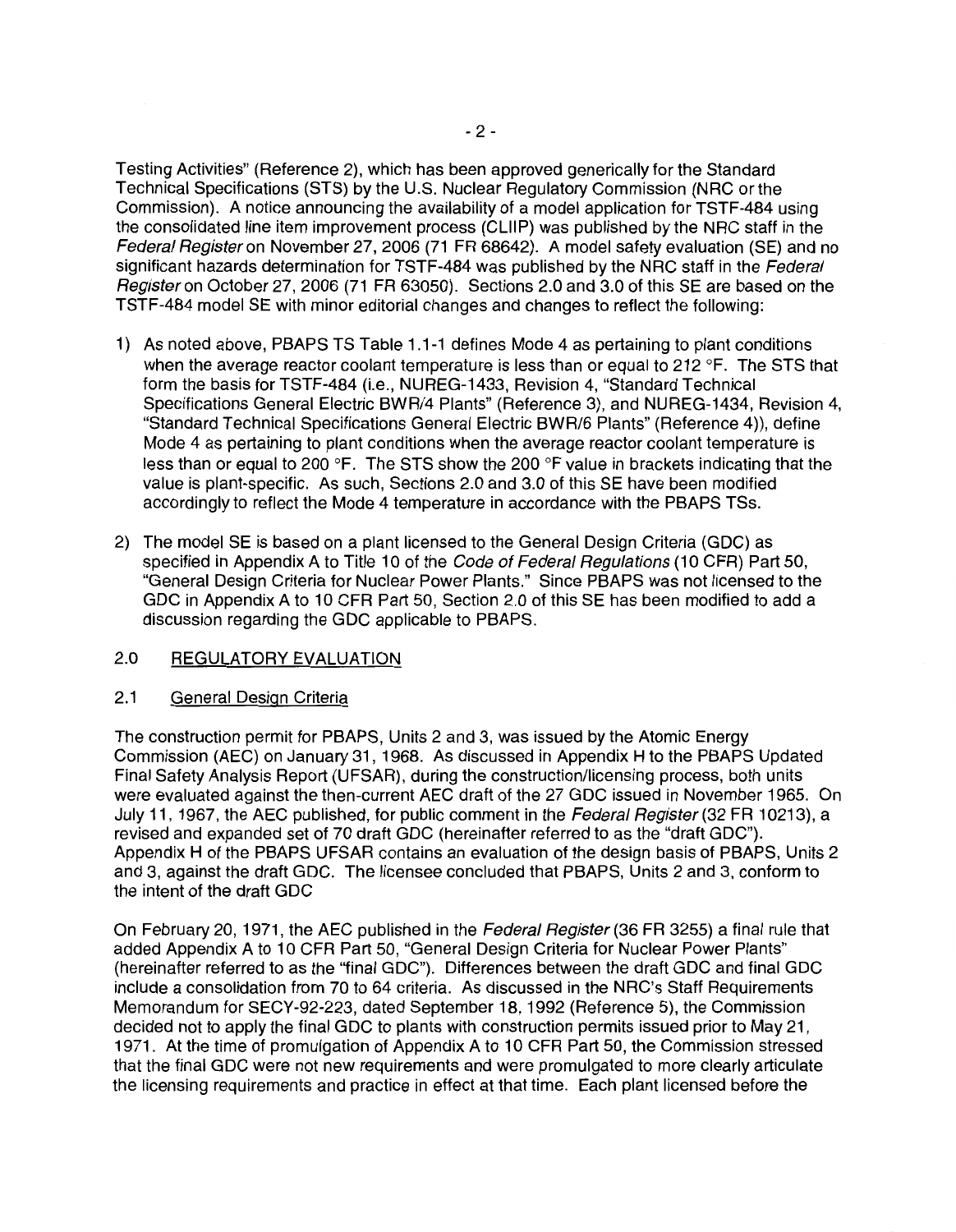Testing Activities" (Reference 2), which has been approved generically for the Standard Technical Specifications (STS) by the U.S. Nuclear Regulatory Commission (NRC or the Commission). A notice announcing the availability of a model application for TSTF-484 using the consolidated line item improvement process (CLIIP) was published by the NRC staff in the *Federal Register* on November 27, 2006 (71 FR 68642). A model safety evaluation (SE) and no significant hazards determination for TSTF-484 was published by the NRC staff in the *Federal Register* on October 27, 2006 (71 FR 63050). Sections 2.0 and 3.0 of this SE are based on the TSTF-484 model SE with minor editorial changes and changes to reflect the following:

1) As noted above, PBAPS TS Table 1.1-1 defines Mode 4 as pertaining to plant conditions when the average reactor coolant temperature is less than or equal to 212 °F. The STS that form the basis for TSTF-484 (i.e., NUREG-1433, Revision 4, "Standard Technical Specifications General Electric BWR/4 Plants" (Reference 3), and NUREG-1434, Revision 4, "Standard Technical Specifications General Electric BWR/6 Plants" (Reference 4)), define Mode 4 as pertaining to plant conditions when the average reactor coolant temperature is less than or equal to 200 °F. The STS show the 200 °F value in brackets indicating that the value is plant-specific. As such, Sections 2.0 and 3.0 of this SE have been modified accordingly to reflect the Mode 4 temperature in accordance with the PBAPS TSs.

2) The model SE is based on a plant licensed to the General Design Criteria (GDC) as specified in Appendix A to Title 10 of the *Code of Federal Regulations* (10 CFR) Part 50, "General Design Criteria for Nuclear Power Plants." Since PBAPS was not licensed to the GDC in Appendix A to 10 CFR Part 50, Section 2.0 of this SE has been modified to add a discussion regarding the GDC applicable to PBAPS.

## 2.0 REGULATORY EVALUATION

### 2.1 General Design Criteria

The construction permit for PBAPS, Units 2 and 3, was issued by the Atomic Energy Commission (AEC) on January 31, 1968. As discussed in Appendix H to the PBAPS Updated Final Safety Analysis Report (UFSAR), during the construction/licensing process, both units were evaluated against the then-current AEC draft of the 27 GDC issued in November 1965. On July 11, 1967, the AEC published, for public comment in the *Federal Register* (32 FR 10213), a revised and expanded set of 70 draft GDC (hereinafter referred to as the "draft GDC"). Appendix H of the PBAPS UFSAR contains an evaluation of the design basis of PBAPS, Units 2 and 3, against the draft GDC. The licensee concluded that PBAPS, Units 2 and 3, conform to the intent of the draft GDC

On February 20, 1971, the AEC published in the *Federal Register* (36 FR 3255) a final rule that added Appendix A to 10 CFR Part 50, "General Design Criteria for Nuclear Power Plants" (hereinafter referred to as the "final GDC"). Differences between the draft GDC and final GDC include a consolidation from 70 to 64 criteria. As discussed in the NRC's Staff Requirements Memorandum for SECY-92-223, dated September 18, 1992 (Reference 5), the Commission decided not to apply the final GDC to plants with construction permits issued prior to May 21, 1971. At the time of promulgation of Appendix A to 10 CFR Part 50, the Commission stressed that the final GDC were not new requirements and were promulgated to more clearly articulate the licensing requirements and practice in effect at that time. Each plant licensed before the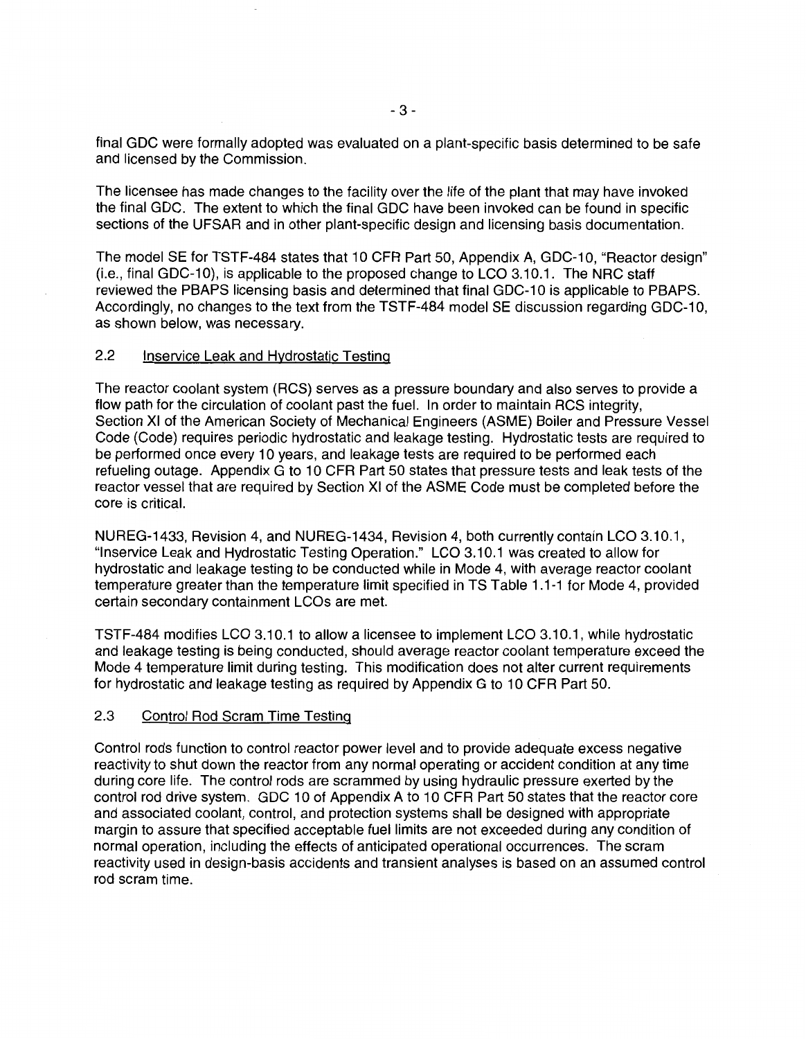final GDC were formally adopted was evaluated on a plant-specific basis determined to be safe and licensed by the Commission.

The licensee has made changes to the facility over the life of the plant that may have invoked the final GDC. The extent to which the final GDC have been invoked can be found in specific sections of the UFSAR and in other plant-specific design and licensing basis documentation.

The model SE for TSTF-484 states that 10 CFR Part 50, Appendix A, GDC-10, "Reactor design" (i.e., final GDC-10), is applicable to the proposed change to LCO 3.10.1. The NRC staff reviewed the PBAPS licensing basis and determined that final GDC-10 is applicable to PBAPS. Accordingly, no changes to the text from the TSTF-484 model SE discussion regarding GDC-10, as shown below, was necessary.

## 2.2 Inservice Leak and Hydrostatic Testing

The reactor coolant system (RCS) serves as a pressure boundary and also serves to provide a flow path for the circulation of coolant past the fuel. In order to maintain RCS integrity, Section XI of the American Society of Mechanical Engineers (ASME) Boiler and Pressure Vessel Code (Code) requires periodic hydrostatic and leakage testing. Hydrostatic tests are required to be performed once every 10 years, and leakage tests are required to be performed each refueling outage. Appendix G to 10 CFR Part 50 states that pressure tests and leak tests of the reactor vessel that are required by Section XI of the ASME Code must be completed before the core is critical.

NUREG-1433, Revision 4, and NUREG-1434, Revision 4, both currently contain LCO 3.10.1, "Inservice Leak and Hydrostatic Testing Operation." LCO 3.10.1 was created to allow for hydrostatic and leakage testing to be conducted while in Mode 4, with average reactor coolant temperature greater than the temperature limit specified in TS Table 1.1-1 for Mode 4, provided certain secondary containment LCOs are met.

TSTF-484 modifies LCO 3.10.1 to allow a licensee to implement LCO 3.10.1, while hydrostatic and leakage testing is being conducted, should average reactor coolant temperature exceed the Mode 4 temperature limit during testing. This modification does not alter current requirements for hydrostatic and leakage testing as required by Appendix G to 10 CFR Part 50.

## 2.3 Control Rod Scram Time Testing

Control rods function to control reactor power level and to provide adequate excess negative reactivity to shut down the reactor from any normal operating or accident condition at any time during core life. The control rods are scrammed by using hydraulic pressure exerted by the control rod drive system. GDC 10 of Appendix A to 10 CFR Part 50 states that the reactor core and associated coolant, control, and protection systems shall be designed with appropriate margin to assure that specified acceptable fuel limits are not exceeded during any condition of normal operation, including the effects of anticipated operational occurrences. The scram reactivity used in design-basis accidents and transient analyses is based on an assumed control rod scram time.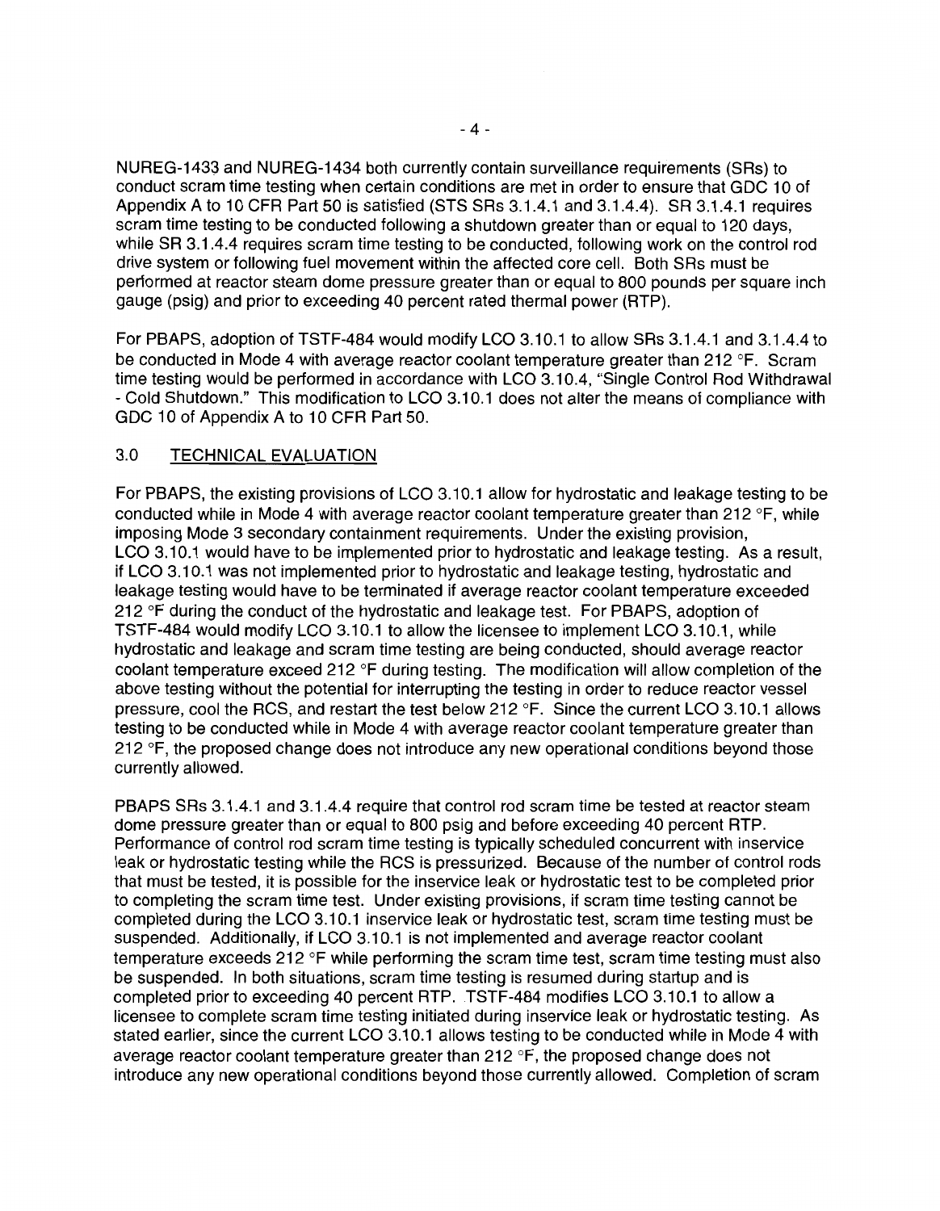NUREG-1433 and NUREG-1434 both currently contain surveillance requirements (SRs) to conduct scram time testing when certain conditions are met in order to ensure that GDC 10 of Appendix A to 10 CFR Part 50 is satisfied (STS SRs 3.1.4.1 and 3.1.4.4). SR 3.1.4.1 requires scram time testing to be conducted following a shutdown greater than or equal to 120 days, while SR 3.1.4.4 requires scram time testing to be conducted, following work on the control rod drive system or following fuel movement within the affected core cell. Both SRs must be performed at reactor steam dome pressure greater than or equal to 800 pounds per square inch gauge (psig) and prior to exceeding 40 percent rated thermal power (RTP).

For PBAPS, adoption of TSTF-484 would modify LCO 3.10.1 to allow SRs 3.1.4.1 and 3.1.4.4 to be conducted in Mode 4 with average reactor coolant temperature greater than 212 °F. Scram time testing would be performed in accordance with LCO 3.10.4, "Single Control Rod Withdrawal - Cold Shutdown." This modification to LCO 3.10.1 does not alter the means of compliance with GDC 10 of Appendix A to 10 CFR Part 50.

## 3.0 TECHNICAL EVALUATION

For PBAPS, the existing provisions of LCO 3.10.1 allow for hydrostatic and leakage testing to be conducted while in Mode 4 with average reactor coolant temperature greater than 212 °F, while imposing Mode 3 secondary containment requirements. Under the existing provision, LCO 3.10.1 would have to be implemented prior to hydrostatic and leakage testing. As a result, if LCO 3.10.1 was not implemented prior to hydrostatic and leakage testing, hydrostatic and leakage testing would have to be terminated if average reactor coolant temperature exceeded 212 °F during the conduct of the hydrostatic and leakage test. For PBAPS, adoption of TSTF-484 would modify LCO 3.10.1 to allow the licensee to implement LCO 3.10.1, while hydrostatic and leakage and scram time testing are being conducted, should average reactor coolant temperature exceed 212 °F during testing. The modification will allow completion of the above testing without the potential for interrupting the testing in order to reduce reactor vessel pressure, cool the RCS, and restart the test below 212 °F. Since the current LCO 3.10.1 allows testing to be conducted while in Mode 4 with average reactor coolant temperature greater than 212 °F, the proposed change does not introduce any new operational conditions beyond those currently allowed.

PBAPS SRs 3.1.4.1 and 3.1.4.4 require that control rod scram time be tested at reactor steam dome pressure greater than or equal to 800 psig and before exceeding 40 percent RTP. Performance of control rod scram time testing is typically scheduled concurrent with inservice leak or hydrostatic testing while the RCS is pressurized. Because of the number of control rods that must be tested, it is possible for the inservice leak or hydrostatic test to be completed prior to completing the scram time test. Under existing provisions, if scram time testing cannot be completed during the LCO 3.10.1 inservice leak or hydrostatic test, scram time testing must be suspended. Additionally, if LCO 3.10.1 is not implemented and average reactor coolant temperature exceeds 212 °F while performing the scram time test, scram time testing must also be suspended. In both situations, scram time testing is resumed during startup and is completed prior to exceeding 40 percent RTP. TSTF-484 modifies LCO 3.10.1 to allow a licensee to complete scram time testing initiated during inservice leak or hydrostatic testing. As stated earlier, since the current LCO 3.10.1 allows testing to be conducted while in Mode 4 with average reactor coolant temperature greater than 212 °F, the proposed change does not introduce any new operational conditions beyond those currently allowed. Completion of scram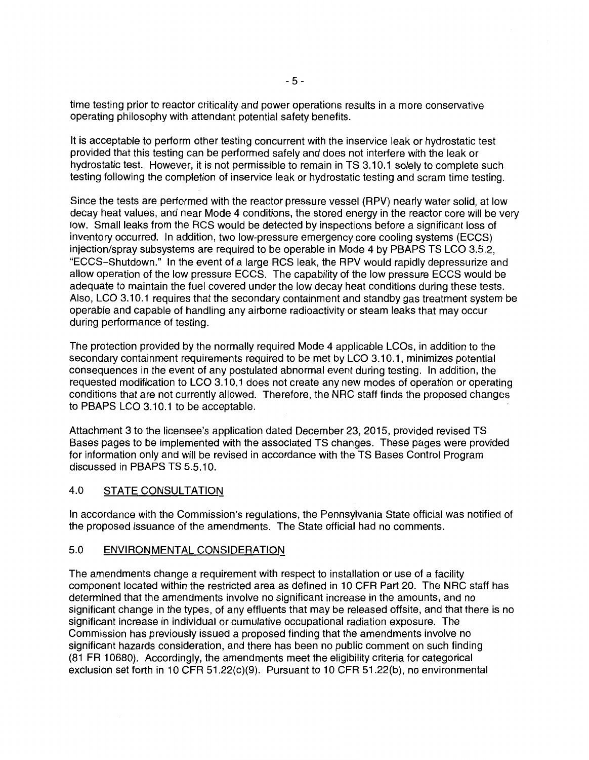time testing prior to reactor criticality and power operations results in a more conservative operating philosophy with attendant potential safety benefits.

It is acceptable to perform other testing concurrent with the inservice leak or hydrostatic test provided that this testing can be performed safely and does not interfere with the leak or hydrostatic test. However, it is not permissible to remain in TS 3.10.1 solely to complete such testing following the completion of inservice leak or hydrostatic testing and scram time testing.

Since the tests are performed with the reactor pressure vessel (RPV) nearly water solid, at low decay heat values, and near Mode 4 conditions, the stored energy in the reactor core will be very low. Small leaks from the RCS would be detected by inspections before a significant loss of inventory occurred. In addition, two low-pressure emergency core cooling systems (ECCS) injection/spray subsystems are required to be operable in Mode 4 by PBAPS TS LCO 3.5.2, "ECCS–Shutdown." In the event of a large RCS leak, the RPV would rapidly depressurize and allow operation of the low pressure ECCS. The capability of the low pressure ECCS would be adequate to maintain the fuel covered under the low decay heat conditions during these tests. Also, LCO 3.10.1 requires that the secondary containment and standby gas treatment system be operable and capable of handling any airborne radioactivity or steam leaks that may occur during performance of testing.

The protection provided by the normally required Mode 4 applicable LCOs, in addition to the secondary containment requirements required to be met by LCO 3.10.1, minimizes potential consequences in the event of any postulated abnormal event during testing. In addition, the requested modification to LCO 3.10.1 does not create any new modes of operation or operating conditions that are not currently allowed. Therefore, the NRC staff finds the proposed changes to PBAPS LCO 3.10.1 to be acceptable.

Attachment 3 to the licensee's application dated December 23, 2015, provided revised TS Bases pages to be implemented with the associated TS changes. These pages were provided for information only and will be revised in accordance with the TS Bases Control Program discussed in PBAPS TS 5.5.10.

## 4.0 STATE CONSULTATION

In accordance with the Commission's regulations, the Pennsylvania State official was notified of the proposed issuance of the amendments. The State official had no comments.

## 5.0 ENVIRONMENTAL CONSIDERATION

The amendments change a requirement with respect to installation or use of a facility component located within the restricted area as defined in 10 CFR Part 20. The NRC staff has determined that the amendments involve no significant increase in the amounts, and no significant change in the types, of any effluents that may be released offsite, and that there is no significant increase in individual or cumulative occupational radiation exposure. The Commission has previously issued a proposed finding that the amendments involve no significant hazards consideration, and there has been no public comment on such finding (81 FR 10680). Accordingly, the amendments meet the eligibility criteria for categorical exclusion set forth in 10 CFR 51.22(c)(9). Pursuant to 10 CFR 51.22(b), no environmental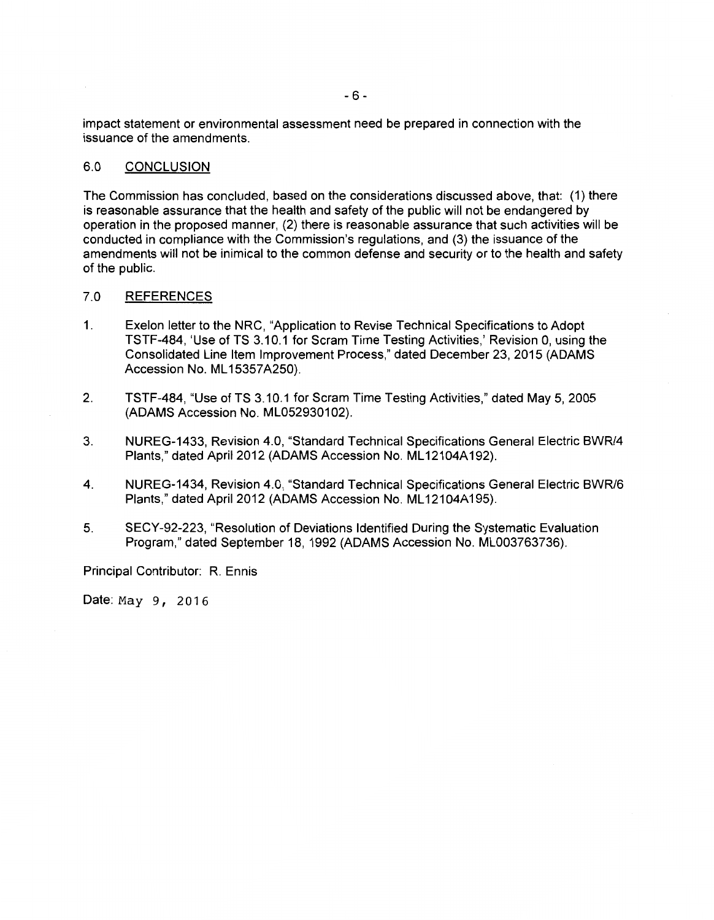impact statement or environmental assessment need be prepared in connection with the issuance of the amendments.

## 6.0 CONCLUSION

The Commission has concluded, based on the considerations discussed above, that: (1) there is reasonable assurance that the health and safety of the public will not be endangered by operation in the proposed manner, (2) there is reasonable assurance that such activities will be conducted in compliance with the Commission's regulations, and (3) the issuance of the amendments will not be inimical to the common defense and security or to the health and safety of the public.

## 7.0 REFERENCES

1. Exelon letter to the NRC, "Application to Revise Technical Specifications to Adopt TSTF-484, 'Use of TS 3.10.1 for Scram Time Testing Activities,' Revision 0, using the Consolidated Line Item Improvement Process," dated December 23, 2015 (ADAMS Accession No. ML15357A250).

2. TSTF-484, "Use of TS 3.10.1 for Scram Time Testing Activities," dated May 5, 2005 (ADAMS Accession No. ML052930102).

3. NUREG-1433, Revision 4.0, "Standard Technical Specifications General Electric BWR/4 Plants," dated April 2012 (ADAMS Accession No. ML12104A192).

4. NUREG-1434, Revision 4.0, "Standard Technical Specifications General Electric BWR/6 Plants," dated April 2012 (ADAMS Accession No. ML12104A195).

5. SECY-92-223, "Resolution of Deviations Identified During the Systematic Evaluation Program," dated September 18, 1992 (ADAMS Accession No. ML003763736).

Principal Contributor: R. Ennis

Date: May 9, 2016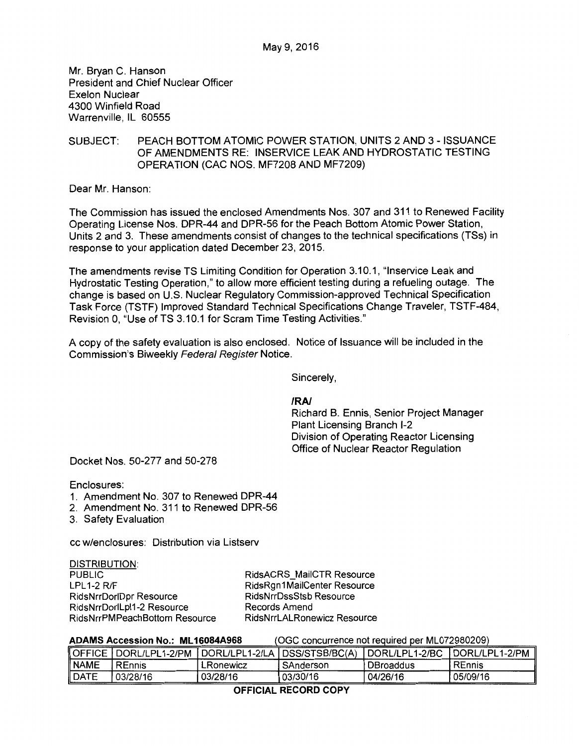May 9, 2016

Mr. Bryan C. Hanson
President and Chief Nuclear Officer
Exelon Nuclear
4300 Winfield Road
Warrenville, IL 60555

SUBJECT: PEACH BOTTOM ATOMIC POWER STATION, UNITS 2 AND 3 - ISSUANCE OF AMENDMENTS RE: INSERVICE LEAK AND HYDROSTATIC TESTING OPERATION (CAC NOS. MF7208 AND MF7209)

Dear Mr. Hanson:

The Commission has issued the enclosed Amendments Nos. 307 and 311 to Renewed Facility Operating License Nos. DPR-44 and DPR-56 for the Peach Bottom Atomic Power Station, Units 2 and 3. These amendments consist of changes to the technical specifications (TSs) in response to your application dated December 23, 2015.

The amendments revise TS Limiting Condition for Operation 3.10.1, "Inservice Leak and Hydrostatic Testing Operation," to allow more efficient testing during a refueling outage. The change is based on U.S. Nuclear Regulatory Commission-approved Technical Specification Task Force (TSTF) Improved Standard Technical Specifications Change Traveler, TSTF-484, Revision 0, "Use of TS 3.10.1 for Scram Time Testing Activities."

A copy of the safety evaluation is also enclosed. Notice of Issuance will be included in the Commission's Biweekly *Federal Register* Notice.

Sincerely,

**/RA/**

Richard B. Ennis, Senior Project Manager
Plant Licensing Branch I-2
Division of Operating Reactor Licensing
Office of Nuclear Reactor Regulation

Docket Nos. 50-277 and 50-278

Enclosures:

1. Amendment No. 307 to Renewed DPR-44
2. Amendment No. 311 to Renewed DPR-56
3. Safety Evaluation

cc w/enclosures: Distribution via Listserv

DISTRIBUTION:

PUBLIC
LPL1-2 R/F
RidsNrrDorlDpr Resource
RidsNrrDorlLpl1-2 Resource
RidsNrrPMPeachBottom Resource
RidsACRS_MailCTR Resource
RidsRgn1MailCenter Resource
RidsNrrDssStsb Resource
Records Amend
RidsNrrLALRonewicz Resource

**ADAMS Accession No.: ML16084A968** (OGC concurrence not required per ML072980209)

| OFFICE | DORL/LPL1-2/PM | DORL/LPL1-2/LA | DSS/STSB/BC(A) | DORL/LPL1-2/BC | DORL/LPL1-2/PM |
|---|---|---|---|---|---|
| NAME | REnnis | LRonewicz | SAnderson | DBroaddus | REnnis |
| DATE | 03/28/16 | 03/28/16 | 03/30/16 | 04/26/16 | 05/09/16 |

**OFFICIAL RECORD COPY**